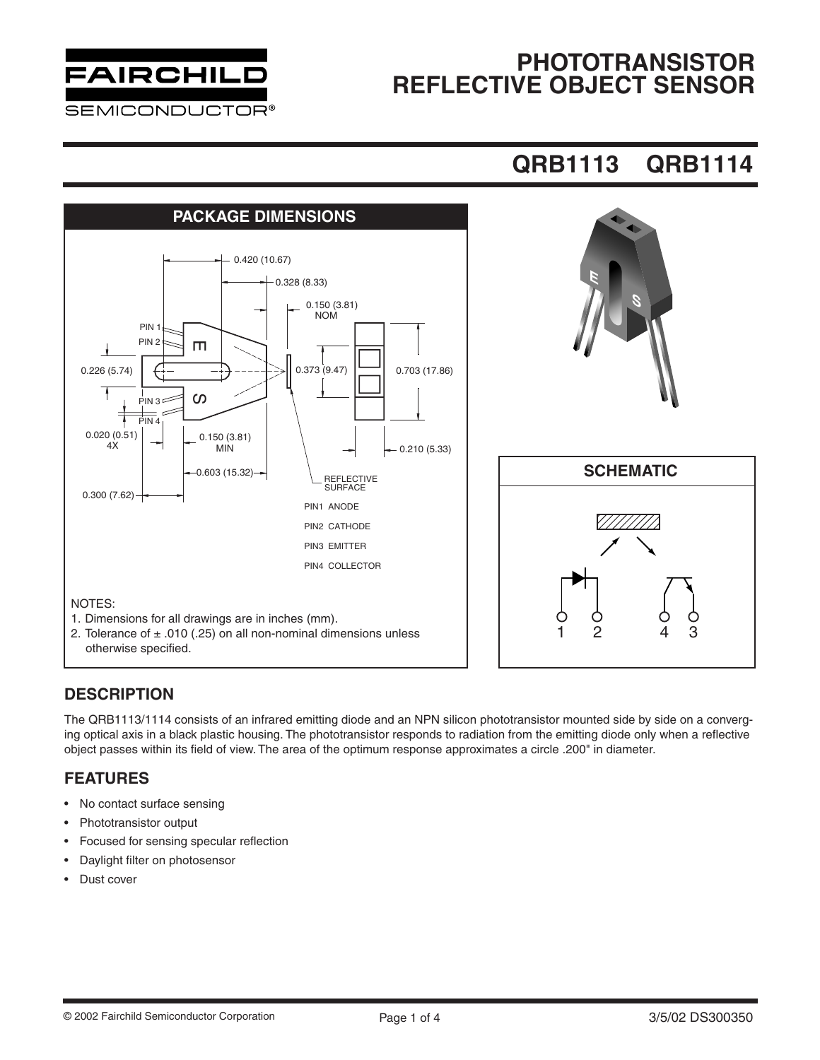# PHOTOTRANSISTOR REFLECTIVE OBJECT SENSOR

## QRB1113 QRB1114

### PACKAGE DIMENSIONS

PIN1 ANODE

PIN2 CATHODE

PIN3 EMITTER

PIN4 COLLECTOR

NOTES:
1. Dimensions for all drawings are in inches (mm).
2. Tolerance of ± .010 (.25) on all non-nominal dimensions unless otherwise specified.

### SCHEMATIC

## DESCRIPTION

The QRB1113/1114 consists of an infrared emitting diode and an NPN silicon phototransistor mounted side by side on a converging optical axis in a black plastic housing. The phototransistor responds to radiation from the emitting diode only when a reflective object passes within its field of view. The area of the optimum response approximates a circle .200" in diameter.

## FEATURES

- No contact surface sensing
- Phototransistor output
- Focused for sensing specular reflection
- Daylight filter on photosensor
- Dust cover

© 2002 Fairchild Semiconductor Corporation

3/5/02 DS300350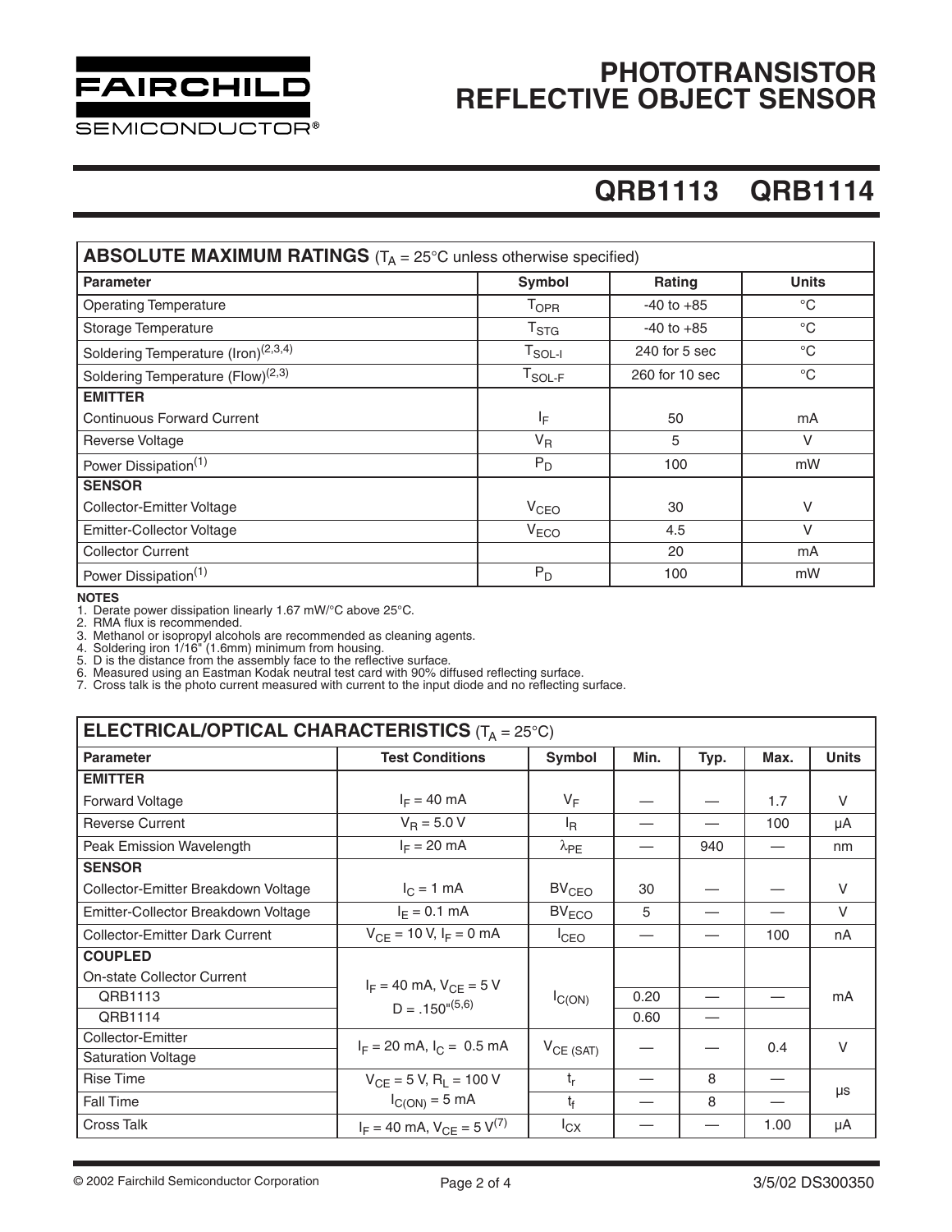# PHOTOTRANSISTOR REFLECTIVE OBJECT SENSOR

## QRB1113 QRB1114

| ABSOLUTE MAXIMUM RATINGS ($T_A$ = 25°C unless otherwise specified) | | | |
|---|---|---|---|
| **Parameter** | **Symbol** | **Rating** | **Units** |
| Operating Temperature | $T_{OPR}$ | -40 to +85 | °C |
| Storage Temperature | $T_{STG}$ | -40 to +85 | °C |
| Soldering Temperature (Iron)(2,3,4) | $T_{SOL-I}$ | 240 for 5 sec | °C |
| Soldering Temperature (Flow)(2,3) | $T_{SOL-F}$ | 260 for 10 sec | °C |
| **EMITTER** | | | |
| Continuous Forward Current | $I_F$ | 50 | mA |
| Reverse Voltage | $V_R$ | 5 | V |
| Power Dissipation(1) | $P_D$ | 100 | mW |
| **SENSOR** | | | |
| Collector-Emitter Voltage | $V_{CEO}$ | 30 | V |
| Emitter-Collector Voltage | $V_{ECO}$ | 4.5 | V |
| Collector Current | | 20 | mA |
| Power Dissipation(1) | $P_D$ | 100 | mW |

**NOTES**

1. Derate power dissipation linearly 1.67 mW/°C above 25°C.
2. RMA flux is recommended.
3. Methanol or isopropyl alcohols are recommended as cleaning agents.
4. Soldering iron 1/16" (1.6mm) minimum from housing.
5. D is the distance from the assembly face to the reflective surface.
6. Measured using an Eastman Kodak neutral test card with 90% diffused reflecting surface.
7. Cross talk is the photo current measured with current to the input diode and no reflecting surface.

| ELECTRICAL/OPTICAL CHARACTERISTICS ($T_A$ = 25°C) | | | | | | |
|---|---|---|---|---|---|---|
| **Parameter** | **Test Conditions** | **Symbol** | **Min.** | **Typ.** | **Max.** | **Units** |
| **EMITTER** | | | | | | |
| Forward Voltage | $I_F$ = 40 mA | $V_F$ | — | — | 1.7 | V |
| Reverse Current | $V_R$ = 5.0 V | $I_R$ | — | — | 100 | µA |
| Peak Emission Wavelength | $I_F$ = 20 mA | $\lambda_{PE}$ | — | 940 | — | nm |
| **SENSOR** | | | | | | |
| Collector-Emitter Breakdown Voltage | $I_C$ = 1 mA | $BV_{CEO}$ | 30 | — | — | V |
| Emitter-Collector Breakdown Voltage | $I_E$ = 0.1 mA | $BV_{ECO}$ | 5 | — | — | V |
| Collector-Emitter Dark Current | $V_{CE}$ = 10 V, $I_F$ = 0 mA | $I_{CEO}$ | — | — | 100 | nA |
| **COUPLED** | | | | | | |
| On-state Collector Current | $I_F$ = 40 mA, $V_{CE}$ = 5 V D = .150"(5,6) | $I_{C(ON)}$ | | | | mA |
| QRB1113 | | | 0.20 | — | — | |
| QRB1114 | | | 0.60 | — | | |
| Collector-Emitter Saturation Voltage | $I_F$ = 20 mA, $I_C$ = 0.5 mA | $V_{CE\ (SAT)}$ | — | — | 0.4 | V |
| Rise Time | $V_{CE}$ = 5 V, $R_L$ = 100 V $I_{C(ON)}$ = 5 mA | $t_r$ | — | 8 | — | µs |
| Fall Time | | $t_f$ | — | 8 | — | µs |
| Cross Talk | $I_F$ = 40 mA, $V_{CE}$ = 5 V(7) | $I_{CX}$ | — | — | 1.00 | µA |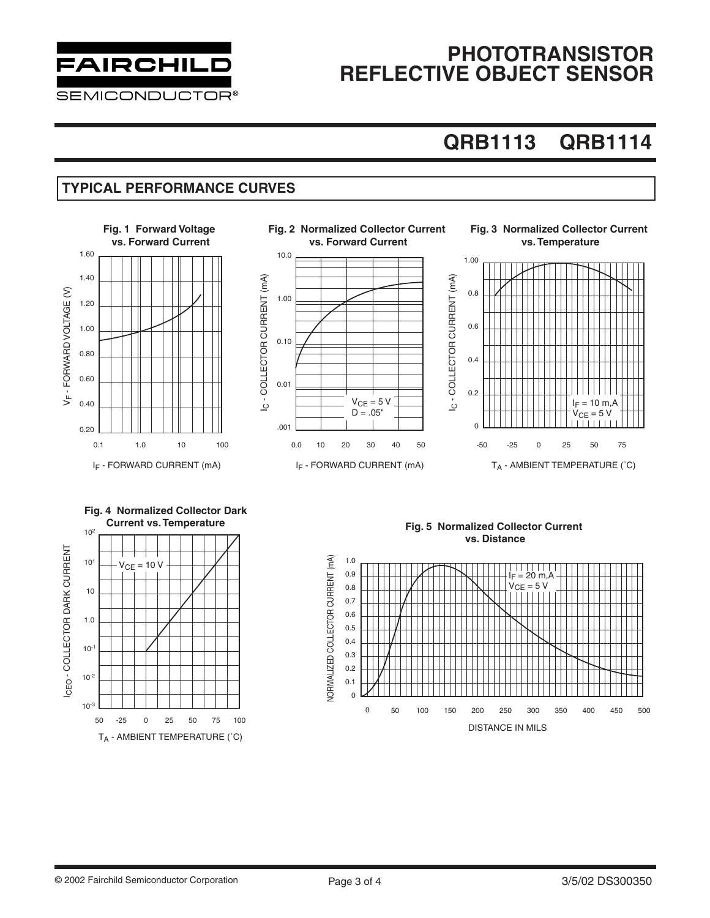# PHOTOTRANSISTOR REFLECTIVE OBJECT SENSOR

## QRB1113 QRB1114

### TYPICAL PERFORMANCE CURVES

**Fig. 1 Forward Voltage vs. Forward Current**

$V_F$ - FORWARD VOLTAGE (V)

$I_F$ - FORWARD CURRENT (mA)

**Fig. 2 Normalized Collector Current vs. Forward Current**

$I_C$ - COLLECTOR CURRENT (mA)

$V_{CE}$ = 5 V
D = .05"

$I_F$ - FORWARD CURRENT (mA)

**Fig. 3 Normalized Collector Current vs. Temperature**

$I_C$ - COLLECTOR CURRENT (mA)

$I_F$ = 10 m,A
$V_{CE}$ = 5 V

$T_A$ - AMBIENT TEMPERATURE (˚C)

**Fig. 4 Normalized Collector Dark Current vs. Temperature**

$I_{CEO}$ - COLLECTOR DARK CURRENT

$V_{CE}$ = 10 V

$T_A$ - AMBIENT TEMPERATURE (˚C)

**Fig. 5 Normalized Collector Current vs. Distance**

NORMALIZED COLLECTOR CURRENT (mA)

$I_F$ = 20 m,A
$V_{CE}$ = 5 V

DISTANCE IN MILS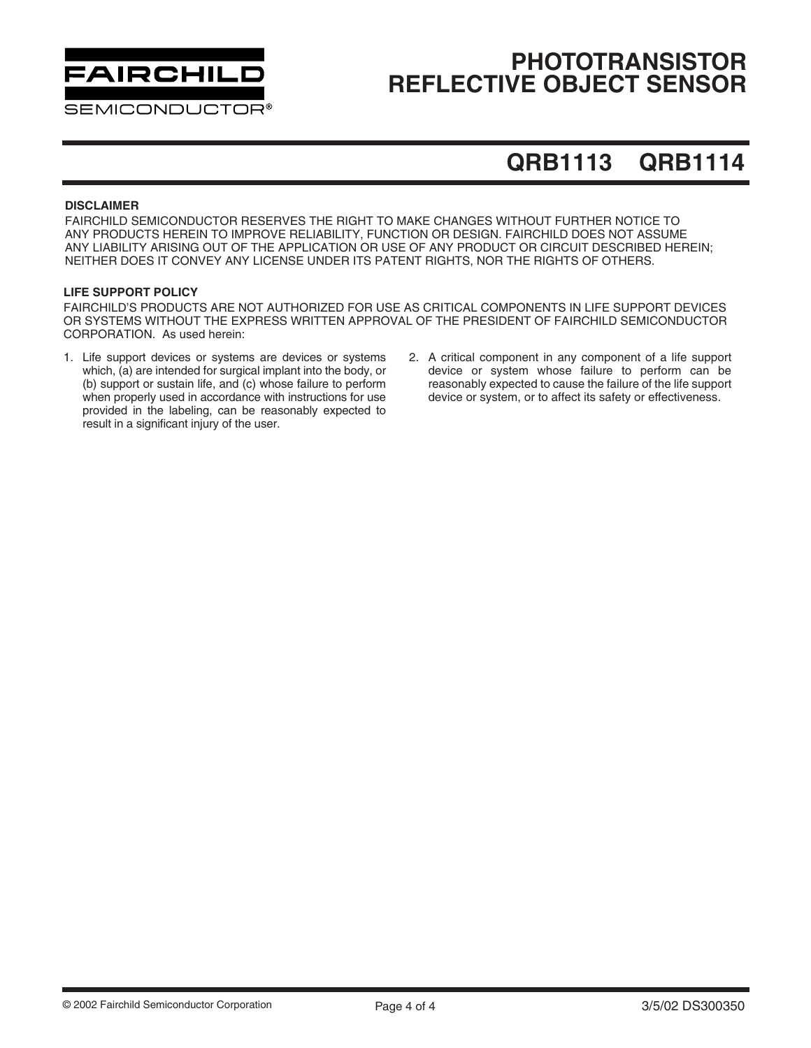# PHOTOTRANSISTOR REFLECTIVE OBJECT SENSOR

## QRB1113 QRB1114

**DISCLAIMER**

FAIRCHILD SEMICONDUCTOR RESERVES THE RIGHT TO MAKE CHANGES WITHOUT FURTHER NOTICE TO ANY PRODUCTS HEREIN TO IMPROVE RELIABILITY, FUNCTION OR DESIGN. FAIRCHILD DOES NOT ASSUME ANY LIABILITY ARISING OUT OF THE APPLICATION OR USE OF ANY PRODUCT OR CIRCUIT DESCRIBED HEREIN; NEITHER DOES IT CONVEY ANY LICENSE UNDER ITS PATENT RIGHTS, NOR THE RIGHTS OF OTHERS.

**LIFE SUPPORT POLICY**

FAIRCHILD'S PRODUCTS ARE NOT AUTHORIZED FOR USE AS CRITICAL COMPONENTS IN LIFE SUPPORT DEVICES OR SYSTEMS WITHOUT THE EXPRESS WRITTEN APPROVAL OF THE PRESIDENT OF FAIRCHILD SEMICONDUCTOR CORPORATION. As used herein:

1. Life support devices or systems are devices or systems which, (a) are intended for surgical implant into the body, or (b) support or sustain life, and (c) whose failure to perform when properly used in accordance with instructions for use provided in the labeling, can be reasonably expected to result in a significant injury of the user.
2. A critical component in any component of a life support device or system whose failure to perform can be reasonably expected to cause the failure of the life support device or system, or to affect its safety or effectiveness.

© 2002 Fairchild Semiconductor Corporation

3/5/02 DS300350